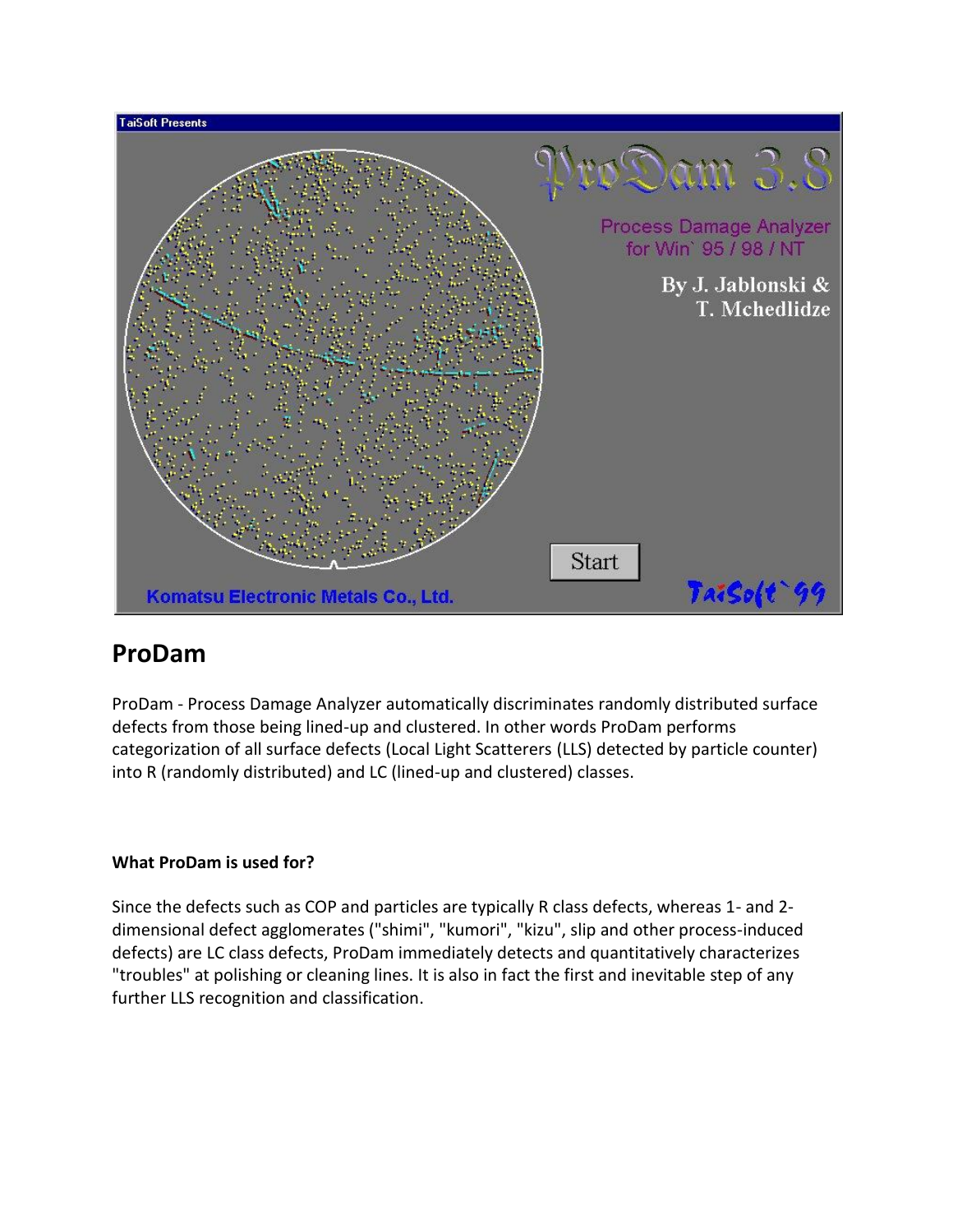## ProDam

ProDam - Process Damage Analyzer automatically discriminates randomly distributed surface defects from those being lined-up and clustered. In other words ProDam performs categorization of all surface defects (Local Light Scatterers (LLS) detected by particle counter) into R (randomly distributed) and LC (lined-up and clustered) classes.

**What ProDam is used for?**

Since the defects such as COP and particles are typically R class defects, whereas 1- and 2-dimensional defect agglomerates ("shimi", "kumori", "kizu", slip and other process-induced defects) are LC class defects, ProDam immediately detects and quantitatively characterizes "troubles" at polishing or cleaning lines. It is also in fact the first and inevitable step of any further LLS recognition and classification.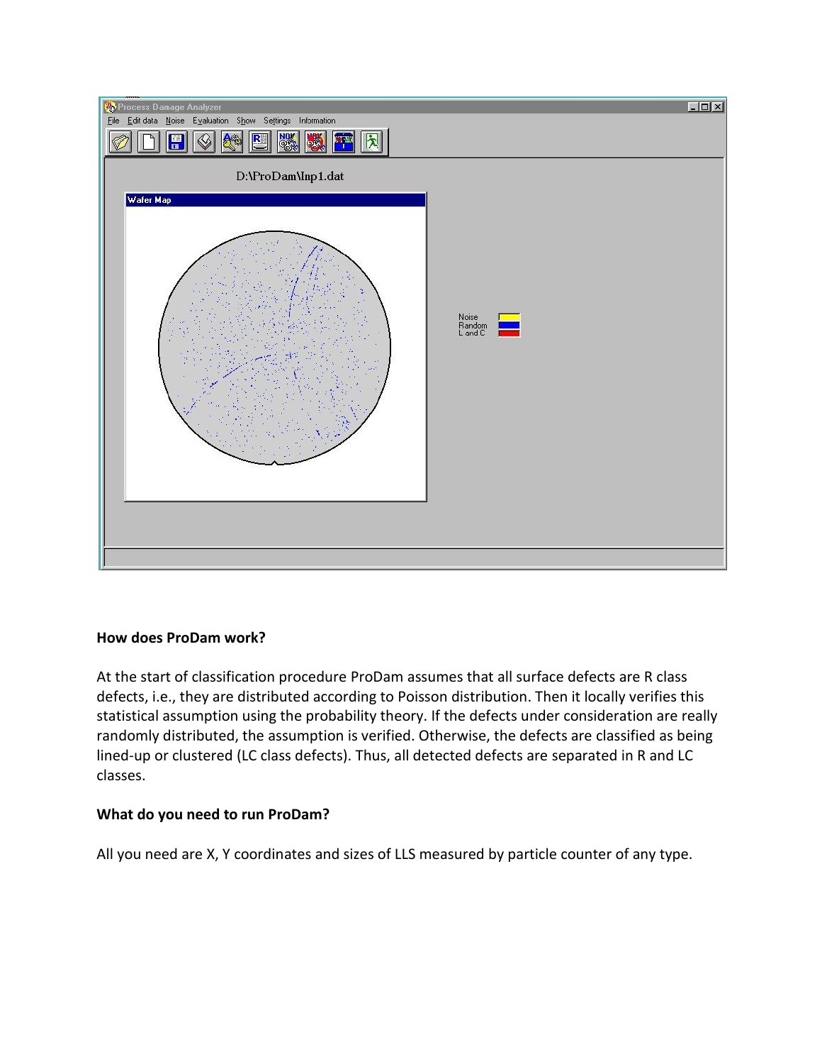## How does ProDam work?

At the start of classification procedure ProDam assumes that all surface defects are R class defects, i.e., they are distributed according to Poisson distribution. Then it locally verifies this statistical assumption using the probability theory. If the defects under consideration are really randomly distributed, the assumption is verified. Otherwise, the defects are classified as being lined-up or clustered (LC class defects). Thus, all detected defects are separated in R and LC classes.

## What do you need to run ProDam?

All you need are X, Y coordinates and sizes of LLS measured by particle counter of any type.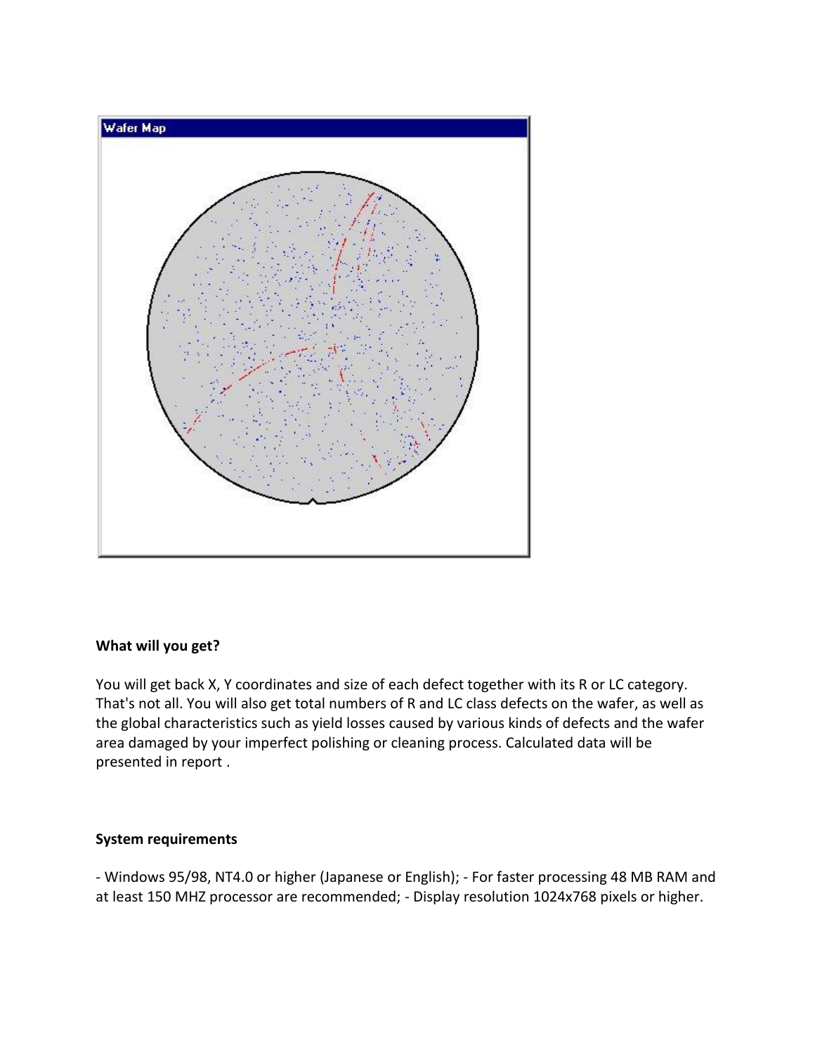**What will you get?**

You will get back X, Y coordinates and size of each defect together with its R or LC category. That's not all. You will also get total numbers of R and LC class defects on the wafer, as well as the global characteristics such as yield losses caused by various kinds of defects and the wafer area damaged by your imperfect polishing or cleaning process. Calculated data will be presented in report .

**System requirements**

- Windows 95/98, NT4.0 or higher (Japanese or English); - For faster processing 48 MB RAM and at least 150 MHZ processor are recommended; - Display resolution 1024x768 pixels or higher.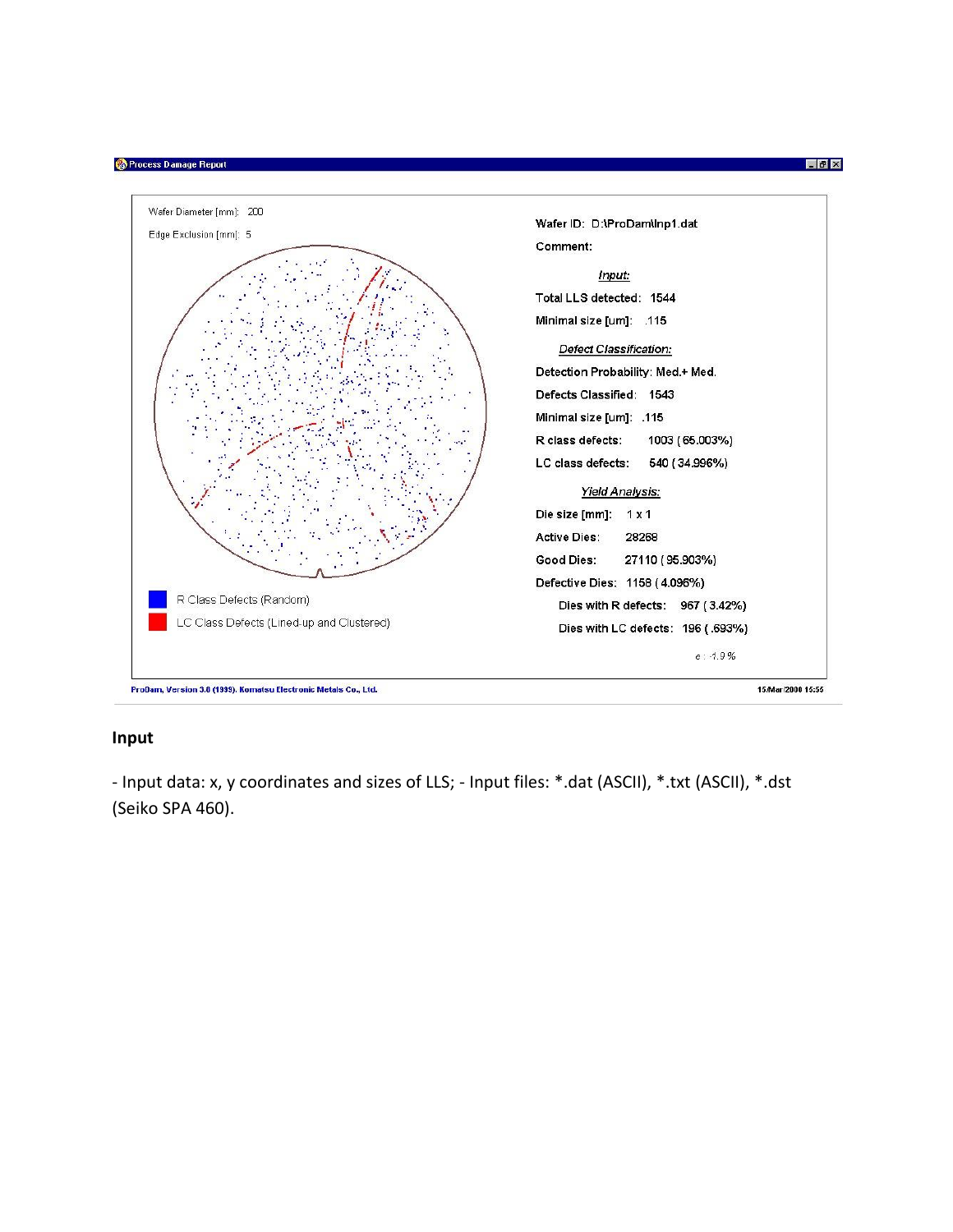Process Damage Report

Wafer Diameter [mm]: 200

Edge Exclusion [mm]: 5

R Class Defects (Random)

LC Class Defects (Lined-up and Clustered)

Wafer ID: D:\ProDam\Inp1.dat

Comment:

*Input:*

Total LLS detected: 1544

Minimal size [um]: .115

*Defect Classification:*

Detection Probability: Med.+ Med.

Defects Classified: 1543

Minimal size [um]: .115

R class defects: 1003 ( 65.003%)

LC class defects: 540 ( 34.996%)

*Yield Analysis:*

Die size [mm]: 1 x 1

Active Dies: 28268

Good Dies: 27110 ( 95.903%)

Defective Dies: 1158 ( 4.096%)

Dies with R defects: 967 ( 3.42%)

Dies with LC defects: 196 ( .693%)

e : -1.9 %

ProDam, Version 3.0 (1999). Komatsu Electronic Metals Co., Ltd.

15/Mar/2000 15:55

**Input**

- Input data: x, y coordinates and sizes of LLS; - Input files: *.dat (ASCII), *.txt (ASCII), *.dst (Seiko SPA 460).